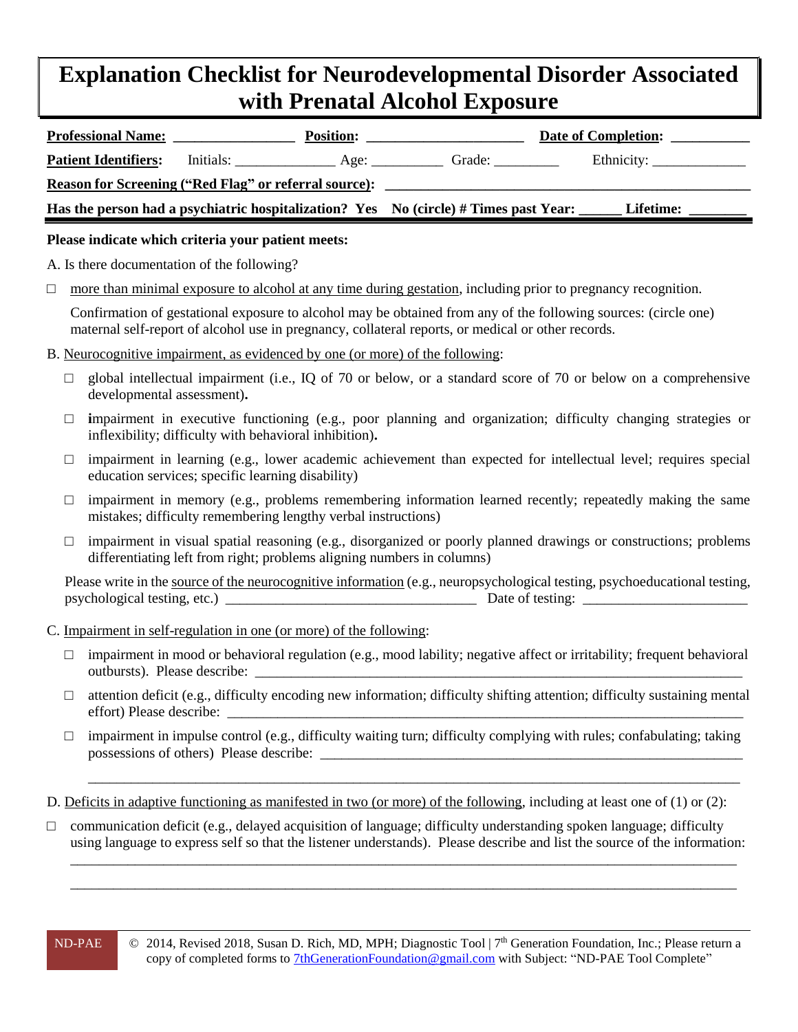# Explanation Checklist for Neurodevelopmental Disorder Associated with Prenatal Alcohol Exposure

**Professional Name:** ________________ **Position:** ____________________ **Date of Completion:** __________

**Patient Identifiers:** Initials: _____________ Age: _________ Grade: _________ Ethnicity: ____________

**Reason for Screening ("Red Flag" or referral source):** ______________________________________________

**Has the person had a psychiatric hospitalization? Yes No (circle) # Times past Year: ______ Lifetime: ________**

**Please indicate which criteria your patient meets:**

A. Is there documentation of the following?

- ☐ more than minimal exposure to alcohol at any time during gestation, including prior to pregnancy recognition.

  Confirmation of gestational exposure to alcohol may be obtained from any of the following sources: (circle one) maternal self-report of alcohol use in pregnancy, collateral reports, or medical or other records.

B. Neurocognitive impairment, as evidenced by one (or more) of the following:

- ☐ global intellectual impairment (i.e., IQ of 70 or below, or a standard score of 70 or below on a comprehensive developmental assessment).
- ☐ **i**mpairment in executive functioning (e.g., poor planning and organization; difficulty changing strategies or inflexibility; difficulty with behavioral inhibition).
- ☐ impairment in learning (e.g., lower academic achievement than expected for intellectual level; requires special education services; specific learning disability)
- ☐ impairment in memory (e.g., problems remembering information learned recently; repeatedly making the same mistakes; difficulty remembering lengthy verbal instructions)
- ☐ impairment in visual spatial reasoning (e.g., disorganized or poorly planned drawings or constructions; problems differentiating left from right; problems aligning numbers in columns)

Please write in the source of the neurocognitive information (e.g., neuropsychological testing, psychoeducational testing, psychological testing, etc.) _________________________________ Date of testing: ______________________

C. Impairment in self-regulation in one (or more) of the following:

- ☐ impairment in mood or behavioral regulation (e.g., mood lability; negative affect or irritability; frequent behavioral outbursts). Please describe: ______________________________________________________________
- ☐ attention deficit (e.g., difficulty encoding new information; difficulty shifting attention; difficulty sustaining mental effort) Please describe: ______________________________________________________________
- ☐ impairment in impulse control (e.g., difficulty waiting turn; difficulty complying with rules; confabulating; taking possessions of others) Please describe: ________________________________________________________

  ______________________________________________________________________________________

D. Deficits in adaptive functioning as manifested in two (or more) of the following, including at least one of (1) or (2):

- ☐ communication deficit (e.g., delayed acquisition of language; difficulty understanding spoken language; difficulty using language to express self so that the listener understands). Please describe and list the source of the information:

  ______________________________________________________________________________________

  ______________________________________________________________________________________

ND-PAE © 2014, Revised 2018, Susan D. Rich, MD, MPH; Diagnostic Tool | 7th Generation Foundation, Inc.; Please return a copy of completed forms to 7thGenerationFoundation@gmail.com with Subject: "ND-PAE Tool Complete"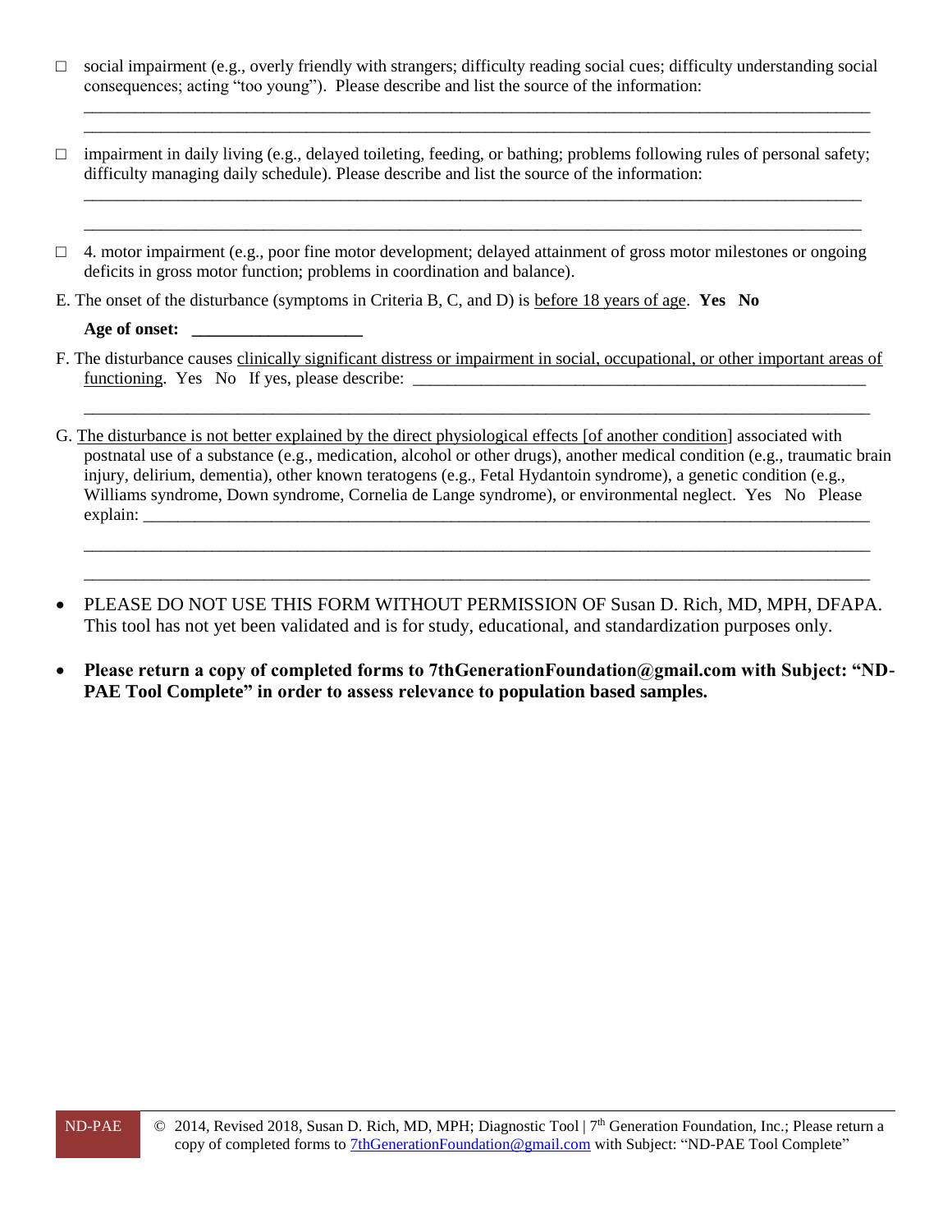- ☐ social impairment (e.g., overly friendly with strangers; difficulty reading social cues; difficulty understanding social consequences; acting "too young"). Please describe and list the source of the information:

  ______________________________________________________________________________________

  ______________________________________________________________________________________

- ☐ impairment in daily living (e.g., delayed toileting, feeding, or bathing; problems following rules of personal safety; difficulty managing daily schedule). Please describe and list the source of the information:

  ______________________________________________________________________________________

  ______________________________________________________________________________________

- ☐ 4. motor impairment (e.g., poor fine motor development; delayed attainment of gross motor milestones or ongoing deficits in gross motor function; problems in coordination and balance).

E. The onset of the disturbance (symptoms in Criteria B, C, and D) is before 18 years of age. **Yes No**

**Age of onset: ___________________**

F. The disturbance causes clinically significant distress or impairment in social, occupational, or other important areas of functioning. Yes No If yes, please describe: ______________________________________________

______________________________________________________________________________________

G. The disturbance is not better explained by the direct physiological effects [of another condition] associated with postnatal use of a substance (e.g., medication, alcohol or other drugs), another medical condition (e.g., traumatic brain injury, delirium, dementia), other known teratogens (e.g., Fetal Hydantoin syndrome), a genetic condition (e.g., Williams syndrome, Down syndrome, Cornelia de Lange syndrome), or environmental neglect. Yes No Please explain: ______________________________________________________________________________

______________________________________________________________________________________

______________________________________________________________________________________

- PLEASE DO NOT USE THIS FORM WITHOUT PERMISSION OF Susan D. Rich, MD, MPH, DFAPA. This tool has not yet been validated and is for study, educational, and standardization purposes only.
- **Please return a copy of completed forms to 7thGenerationFoundation@gmail.com with Subject: "ND-PAE Tool Complete" in order to assess relevance to population based samples.**